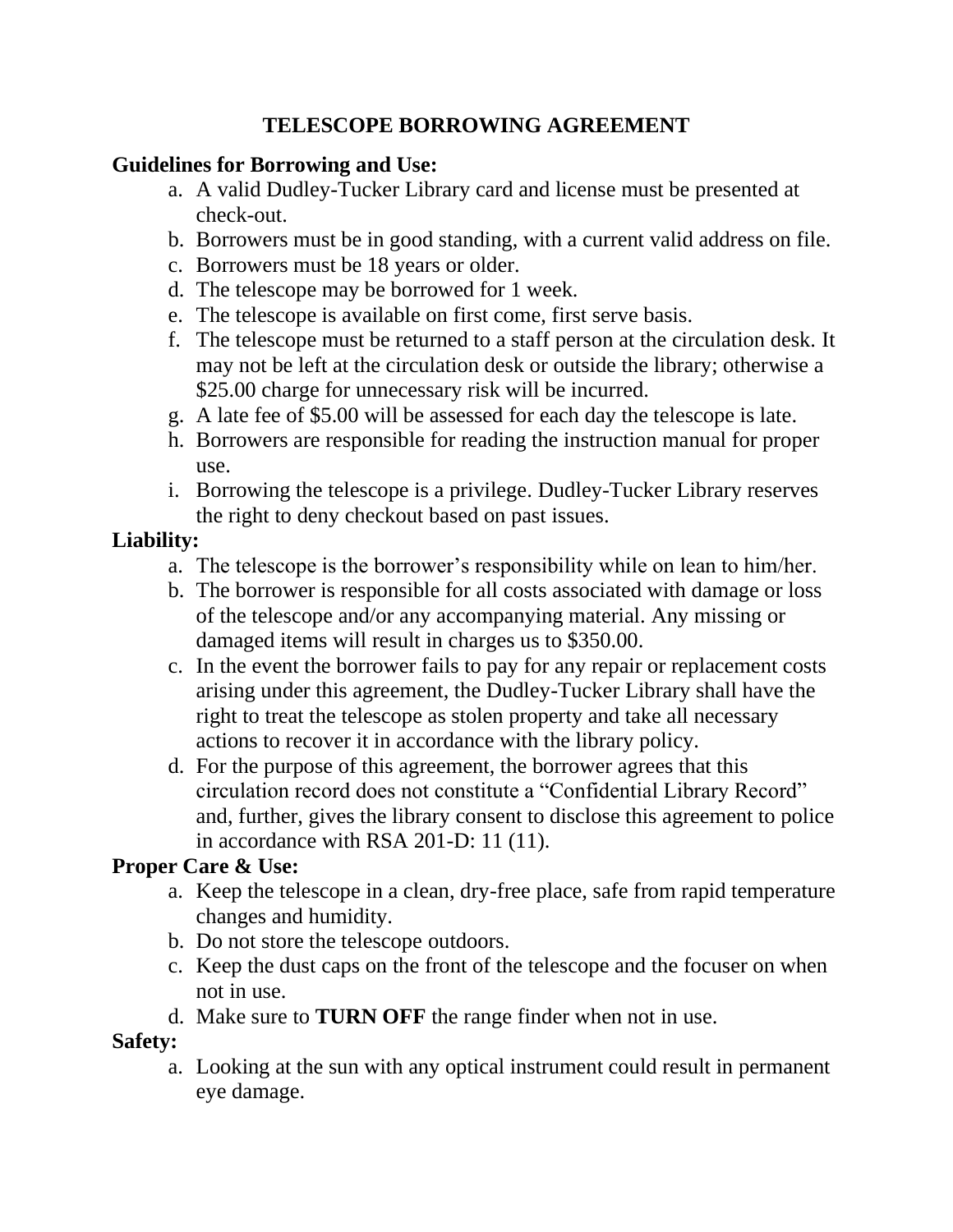# TELESCOPE BORROWING AGREEMENT

**Guidelines for Borrowing and Use:**

a. A valid Dudley-Tucker Library card and license must be presented at check-out.
b. Borrowers must be in good standing, with a current valid address on file.
c. Borrowers must be 18 years or older.
d. The telescope may be borrowed for 1 week.
e. The telescope is available on first come, first serve basis.
f. The telescope must be returned to a staff person at the circulation desk. It may not be left at the circulation desk or outside the library; otherwise a $25.00 charge for unnecessary risk will be incurred.
g. A late fee of $5.00 will be assessed for each day the telescope is late.
h. Borrowers are responsible for reading the instruction manual for proper use.
i. Borrowing the telescope is a privilege. Dudley-Tucker Library reserves the right to deny checkout based on past issues.

**Liability:**

a. The telescope is the borrower's responsibility while on lean to him/her.
b. The borrower is responsible for all costs associated with damage or loss of the telescope and/or any accompanying material. Any missing or damaged items will result in charges us to $350.00.
c. In the event the borrower fails to pay for any repair or replacement costs arising under this agreement, the Dudley-Tucker Library shall have the right to treat the telescope as stolen property and take all necessary actions to recover it in accordance with the library policy.
d. For the purpose of this agreement, the borrower agrees that this circulation record does not constitute a "Confidential Library Record" and, further, gives the library consent to disclose this agreement to police in accordance with RSA 201-D: 11 (11).

**Proper Care & Use:**

a. Keep the telescope in a clean, dry-free place, safe from rapid temperature changes and humidity.
b. Do not store the telescope outdoors.
c. Keep the dust caps on the front of the telescope and the focuser on when not in use.
d. Make sure to **TURN OFF** the range finder when not in use.

**Safety:**

a. Looking at the sun with any optical instrument could result in permanent eye damage.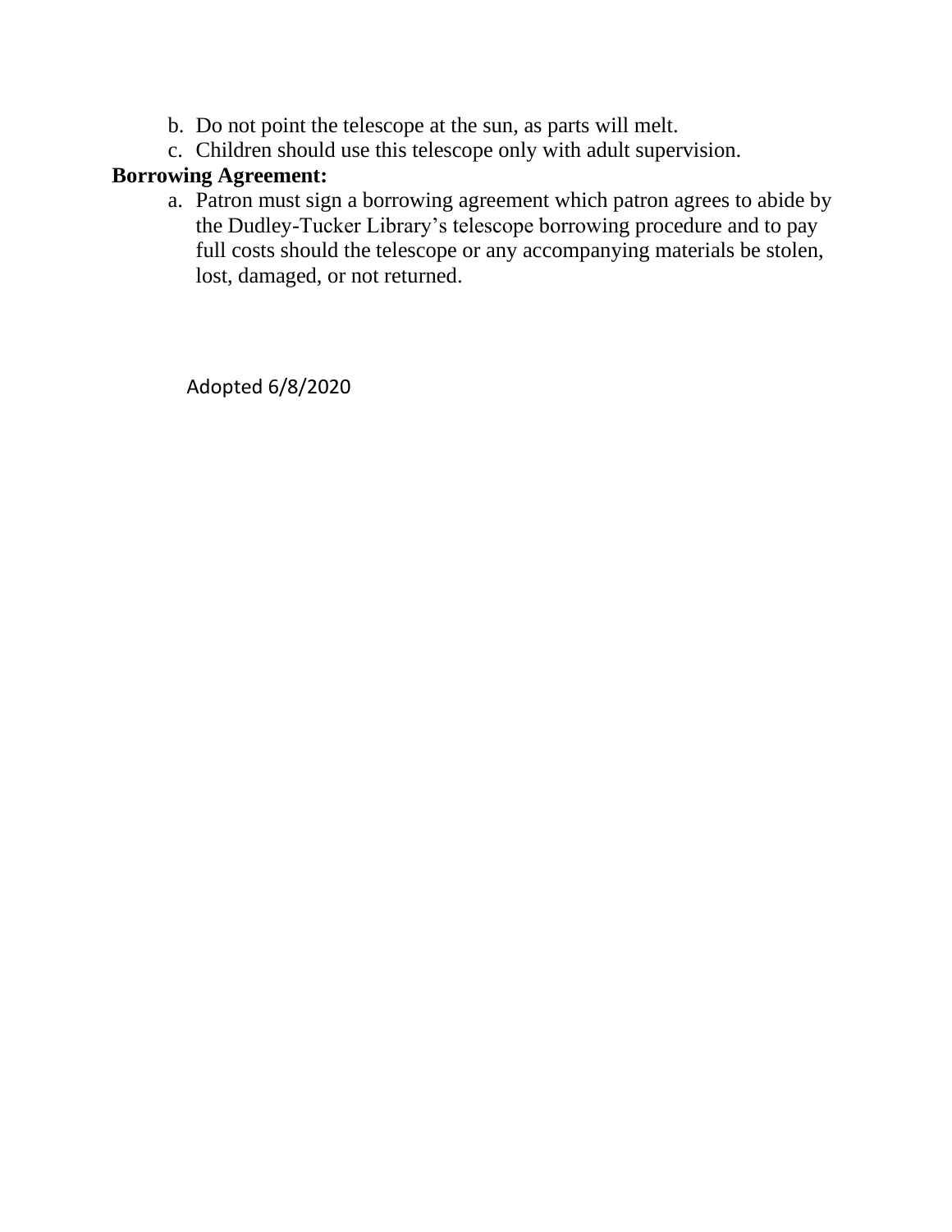b. Do not point the telescope at the sun, as parts will melt.
c. Children should use this telescope only with adult supervision.

**Borrowing Agreement:**

a. Patron must sign a borrowing agreement which patron agrees to abide by the Dudley-Tucker Library's telescope borrowing procedure and to pay full costs should the telescope or any accompanying materials be stolen, lost, damaged, or not returned.

Adopted 6/8/2020